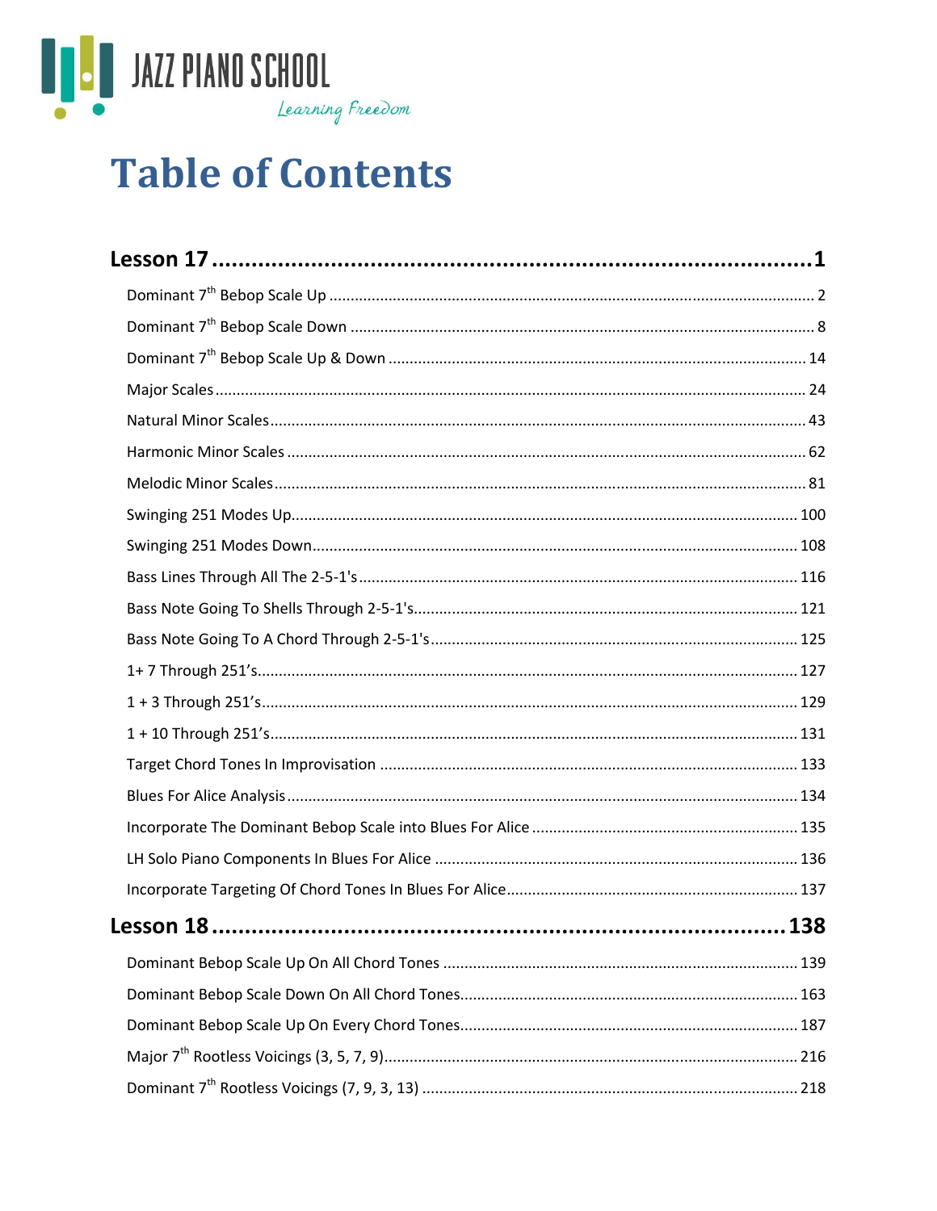JAZZ PIANO SCHOOL

*Learning Freedom*

# Table of Contents

**Lesson 17 .......................................................... 1**

Dominant 7th Bebop Scale Up .......................................................... 2

Dominant 7th Bebop Scale Down .......................................................... 8

Dominant 7th Bebop Scale Up & Down .......................................................... 14

Major Scales .......................................................... 24

Natural Minor Scales .......................................................... 43

Harmonic Minor Scales .......................................................... 62

Melodic Minor Scales .......................................................... 81

Swinging 251 Modes Up .......................................................... 100

Swinging 251 Modes Down .......................................................... 108

Bass Lines Through All The 2-5-1's .......................................................... 116

Bass Note Going To Shells Through 2-5-1's .......................................................... 121

Bass Note Going To A Chord Through 2-5-1's .......................................................... 125

1+ 7 Through 251's .......................................................... 127

1 + 3 Through 251's .......................................................... 129

1 + 10 Through 251's .......................................................... 131

Target Chord Tones In Improvisation .......................................................... 133

Blues For Alice Analysis .......................................................... 134

Incorporate The Dominant Bebop Scale into Blues For Alice .......................................................... 135

LH Solo Piano Components In Blues For Alice .......................................................... 136

Incorporate Targeting Of Chord Tones In Blues For Alice .......................................................... 137

**Lesson 18 .......................................................... 138**

Dominant Bebop Scale Up On All Chord Tones .......................................................... 139

Dominant Bebop Scale Down On All Chord Tones .......................................................... 163

Dominant Bebop Scale Up On Every Chord Tones .......................................................... 187

Major 7th Rootless Voicings (3, 5, 7, 9) .......................................................... 216

Dominant 7th Rootless Voicings (7, 9, 3, 13) .......................................................... 218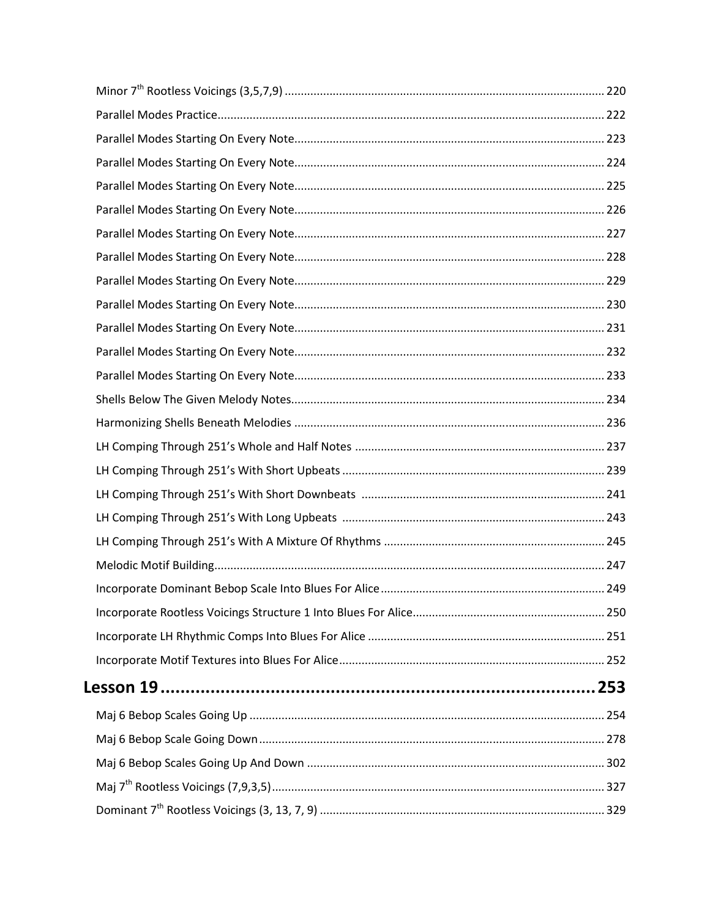Minor 7th Rootless Voicings (3,5,7,9) .......... 220
Parallel Modes Practice .......... 222
Parallel Modes Starting On Every Note .......... 223
Parallel Modes Starting On Every Note .......... 224
Parallel Modes Starting On Every Note .......... 225
Parallel Modes Starting On Every Note .......... 226
Parallel Modes Starting On Every Note .......... 227
Parallel Modes Starting On Every Note .......... 228
Parallel Modes Starting On Every Note .......... 229
Parallel Modes Starting On Every Note .......... 230
Parallel Modes Starting On Every Note .......... 231
Parallel Modes Starting On Every Note .......... 232
Parallel Modes Starting On Every Note .......... 233
Shells Below The Given Melody Notes .......... 234
Harmonizing Shells Beneath Melodies .......... 236
LH Comping Through 251's Whole and Half Notes .......... 237
LH Comping Through 251's With Short Upbeats .......... 239
LH Comping Through 251's With Short Downbeats .......... 241
LH Comping Through 251's With Long Upbeats .......... 243
LH Comping Through 251's With A Mixture Of Rhythms .......... 245
Melodic Motif Building .......... 247
Incorporate Dominant Bebop Scale Into Blues For Alice .......... 249
Incorporate Rootless Voicings Structure 1 Into Blues For Alice .......... 250
Incorporate LH Rhythmic Comps Into Blues For Alice .......... 251
Incorporate Motif Textures into Blues For Alice .......... 252

## Lesson 19 .......... 253

Maj 6 Bebop Scales Going Up .......... 254
Maj 6 Bebop Scale Going Down .......... 278
Maj 6 Bebop Scales Going Up And Down .......... 302
Maj 7th Rootless Voicings (7,9,3,5) .......... 327
Dominant 7th Rootless Voicings (3, 13, 7, 9) .......... 329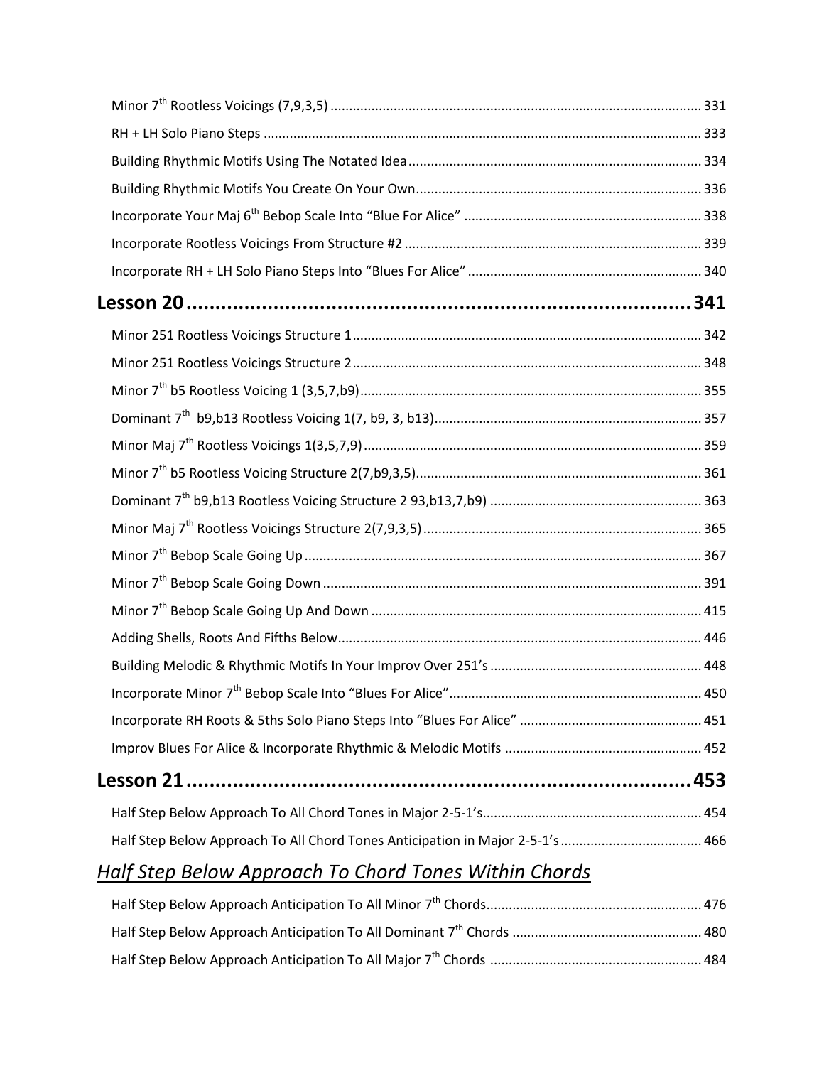Minor 7th Rootless Voicings (7,9,3,5) ........ 331
RH + LH Solo Piano Steps ........ 333
Building Rhythmic Motifs Using The Notated Idea ........ 334
Building Rhythmic Motifs You Create On Your Own ........ 336
Incorporate Your Maj 6th Bebop Scale Into “Blue For Alice” ........ 338
Incorporate Rootless Voicings From Structure #2 ........ 339
Incorporate RH + LH Solo Piano Steps Into “Blues For Alice” ........ 340

## Lesson 20 ........ 341

Minor 251 Rootless Voicings Structure 1 ........ 342
Minor 251 Rootless Voicings Structure 2 ........ 348
Minor 7th b5 Rootless Voicing 1 (3,5,7,b9) ........ 355
Dominant 7th b9,b13 Rootless Voicing 1(7, b9, 3, b13) ........ 357
Minor Maj 7th Rootless Voicings 1(3,5,7,9) ........ 359
Minor 7th b5 Rootless Voicing Structure 2(7,b9,3,5) ........ 361
Dominant 7th b9,b13 Rootless Voicing Structure 2 93,b13,7,b9) ........ 363
Minor Maj 7th Rootless Voicings Structure 2(7,9,3,5) ........ 365
Minor 7th Bebop Scale Going Up ........ 367
Minor 7th Bebop Scale Going Down ........ 391
Minor 7th Bebop Scale Going Up And Down ........ 415
Adding Shells, Roots And Fifths Below ........ 446
Building Melodic & Rhythmic Motifs In Your Improv Over 251’s ........ 448
Incorporate Minor 7th Bebop Scale Into “Blues For Alice” ........ 450
Incorporate RH Roots & 5ths Solo Piano Steps Into “Blues For Alice” ........ 451
Improv Blues For Alice & Incorporate Rhythmic & Melodic Motifs ........ 452

## Lesson 21 ........ 453

Half Step Below Approach To All Chord Tones in Major 2-5-1’s ........ 454
Half Step Below Approach To All Chord Tones Anticipation in Major 2-5-1’s ........ 466

### *Half Step Below Approach To Chord Tones Within Chords*

Half Step Below Approach Anticipation To All Minor 7th Chords ........ 476
Half Step Below Approach Anticipation To All Dominant 7th Chords ........ 480
Half Step Below Approach Anticipation To All Major 7th Chords ........ 484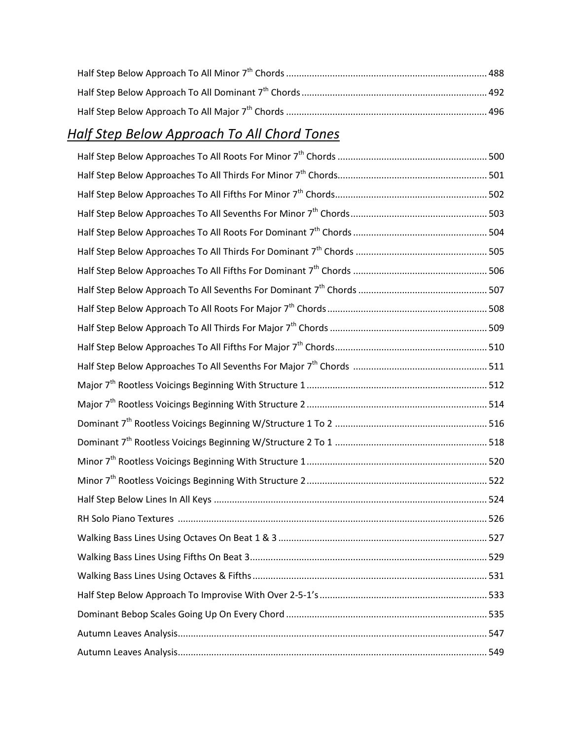Half Step Below Approach To All Minor 7th Chords ............................................................................. 488

Half Step Below Approach To All Dominant 7th Chords ....................................................................... 492

Half Step Below Approach To All Major 7th Chords ............................................................................. 496

## *Half Step Below Approach To All Chord Tones*

Half Step Below Approaches To All Roots For Minor 7th Chords .......................................................... 500

Half Step Below Approaches To All Thirds For Minor 7th Chords.......................................................... 501

Half Step Below Approaches To All Fifths For Minor 7th Chords.......................................................... 502

Half Step Below Approaches To All Sevenths For Minor 7th Chords.................................................... 503

Half Step Below Approaches To All Roots For Dominant 7th Chords ................................................... 504

Half Step Below Approaches To All Thirds For Dominant 7th Chords .................................................. 505

Half Step Below Approaches To All Fifths For Dominant 7th Chords ................................................... 506

Half Step Below Approach To All Sevenths For Dominant 7th Chords ................................................. 507

Half Step Below Approach To All Roots For Major 7th Chords............................................................. 508

Half Step Below Approach To All Thirds For Major 7th Chords ............................................................ 509

Half Step Below Approaches To All Fifths For Major 7th Chords.......................................................... 510

Half Step Below Approaches To All Sevenths For Major 7th Chords ................................................... 511

Major 7th Rootless Voicings Beginning With Structure 1 ..................................................................... 512

Major 7th Rootless Voicings Beginning With Structure 2 ..................................................................... 514

Dominant 7th Rootless Voicings Beginning W/Structure 1 To 2 .......................................................... 516

Dominant 7th Rootless Voicings Beginning W/Structure 2 To 1 .......................................................... 518

Minor 7th Rootless Voicings Beginning With Structure 1..................................................................... 520

Minor 7th Rootless Voicings Beginning With Structure 2..................................................................... 522

Half Step Below Lines In All Keys ......................................................................................................... 524

RH Solo Piano Textures ....................................................................................................................... 526

Walking Bass Lines Using Octaves On Beat 1 & 3 ................................................................................ 527

Walking Bass Lines Using Fifths On Beat 3........................................................................................... 529

Walking Bass Lines Using Octaves & Fifths .......................................................................................... 531

Half Step Below Approach To Improvise With Over 2-5-1's ................................................................ 533

Dominant Bebop Scales Going Up On Every Chord ............................................................................. 535

Autumn Leaves Analysis....................................................................................................................... 547

Autumn Leaves Analysis....................................................................................................................... 549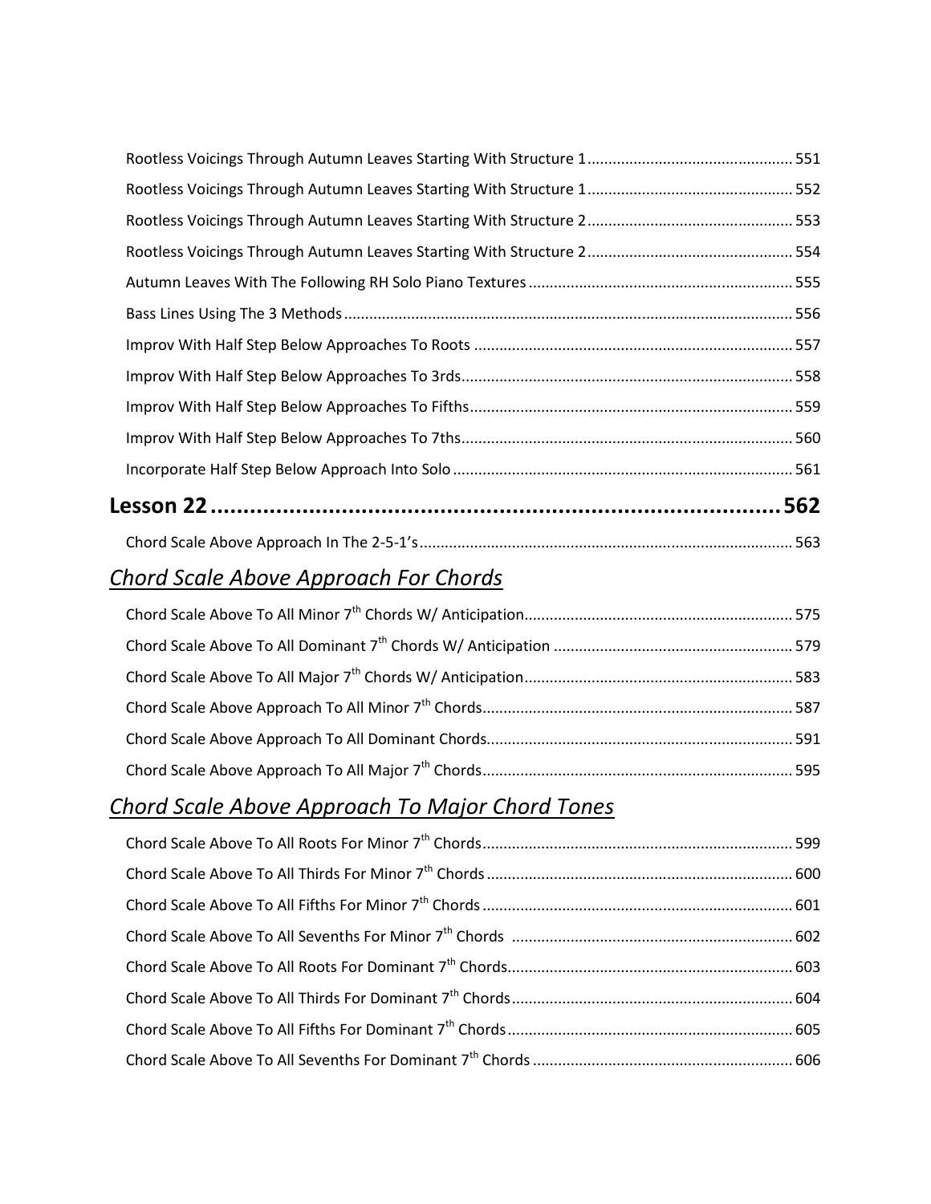Rootless Voicings Through Autumn Leaves Starting With Structure 1 ..... 551

Rootless Voicings Through Autumn Leaves Starting With Structure 1 ..... 552

Rootless Voicings Through Autumn Leaves Starting With Structure 2 ..... 553

Rootless Voicings Through Autumn Leaves Starting With Structure 2 ..... 554

Autumn Leaves With The Following RH Solo Piano Textures ..... 555

Bass Lines Using The 3 Methods ..... 556

Improv With Half Step Below Approaches To Roots ..... 557

Improv With Half Step Below Approaches To 3rds ..... 558

Improv With Half Step Below Approaches To Fifths ..... 559

Improv With Half Step Below Approaches To 7ths ..... 560

Incorporate Half Step Below Approach Into Solo ..... 561

# Lesson 22 ..... 562

Chord Scale Above Approach In The 2-5-1's ..... 563

## *Chord Scale Above Approach For Chords*

Chord Scale Above To All Minor 7th Chords W/ Anticipation ..... 575

Chord Scale Above To All Dominant 7th Chords W/ Anticipation ..... 579

Chord Scale Above To All Major 7th Chords W/ Anticipation ..... 583

Chord Scale Above Approach To All Minor 7th Chords ..... 587

Chord Scale Above Approach To All Dominant Chords ..... 591

Chord Scale Above Approach To All Major 7th Chords ..... 595

## *Chord Scale Above Approach To Major Chord Tones*

Chord Scale Above To All Roots For Minor 7th Chords ..... 599

Chord Scale Above To All Thirds For Minor 7th Chords ..... 600

Chord Scale Above To All Fifths For Minor 7th Chords ..... 601

Chord Scale Above To All Sevenths For Minor 7th Chords ..... 602

Chord Scale Above To All Roots For Dominant 7th Chords ..... 603

Chord Scale Above To All Thirds For Dominant 7th Chords ..... 604

Chord Scale Above To All Fifths For Dominant 7th Chords ..... 605

Chord Scale Above To All Sevenths For Dominant 7th Chords ..... 606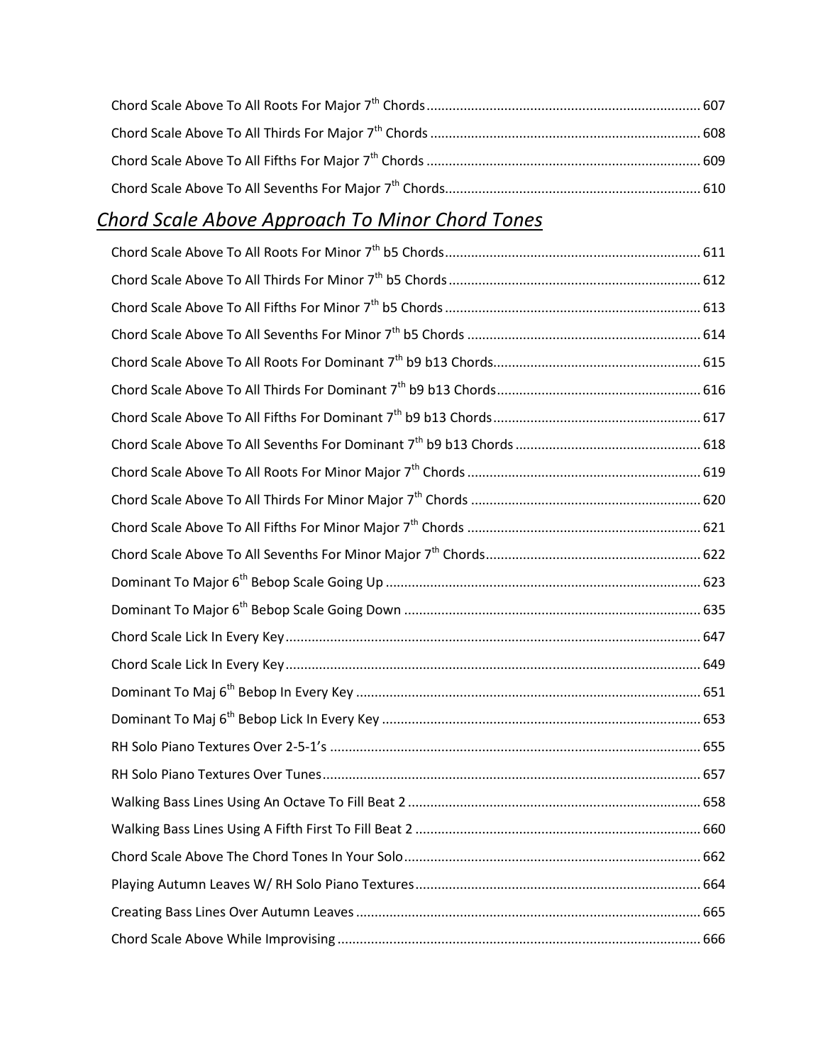Chord Scale Above To All Roots For Major 7th Chords ........ 607

Chord Scale Above To All Thirds For Major 7th Chords ........ 608

Chord Scale Above To All Fifths For Major 7th Chords ........ 609

Chord Scale Above To All Sevenths For Major 7th Chords ........ 610

## *Chord Scale Above Approach To Minor Chord Tones*

Chord Scale Above To All Roots For Minor 7th b5 Chords ........ 611

Chord Scale Above To All Thirds For Minor 7th b5 Chords ........ 612

Chord Scale Above To All Fifths For Minor 7th b5 Chords ........ 613

Chord Scale Above To All Sevenths For Minor 7th b5 Chords ........ 614

Chord Scale Above To All Roots For Dominant 7th b9 b13 Chords ........ 615

Chord Scale Above To All Thirds For Dominant 7th b9 b13 Chords ........ 616

Chord Scale Above To All Fifths For Dominant 7th b9 b13 Chords ........ 617

Chord Scale Above To All Sevenths For Dominant 7th b9 b13 Chords ........ 618

Chord Scale Above To All Roots For Minor Major 7th Chords ........ 619

Chord Scale Above To All Thirds For Minor Major 7th Chords ........ 620

Chord Scale Above To All Fifths For Minor Major 7th Chords ........ 621

Chord Scale Above To All Sevenths For Minor Major 7th Chords ........ 622

Dominant To Major 6th Bebop Scale Going Up ........ 623

Dominant To Major 6th Bebop Scale Going Down ........ 635

Chord Scale Lick In Every Key ........ 647

Chord Scale Lick In Every Key ........ 649

Dominant To Maj 6th Bebop In Every Key ........ 651

Dominant To Maj 6th Bebop Lick In Every Key ........ 653

RH Solo Piano Textures Over 2-5-1's ........ 655

RH Solo Piano Textures Over Tunes ........ 657

Walking Bass Lines Using An Octave To Fill Beat 2 ........ 658

Walking Bass Lines Using A Fifth First To Fill Beat 2 ........ 660

Chord Scale Above The Chord Tones In Your Solo ........ 662

Playing Autumn Leaves W/ RH Solo Piano Textures ........ 664

Creating Bass Lines Over Autumn Leaves ........ 665

Chord Scale Above While Improvising ........ 666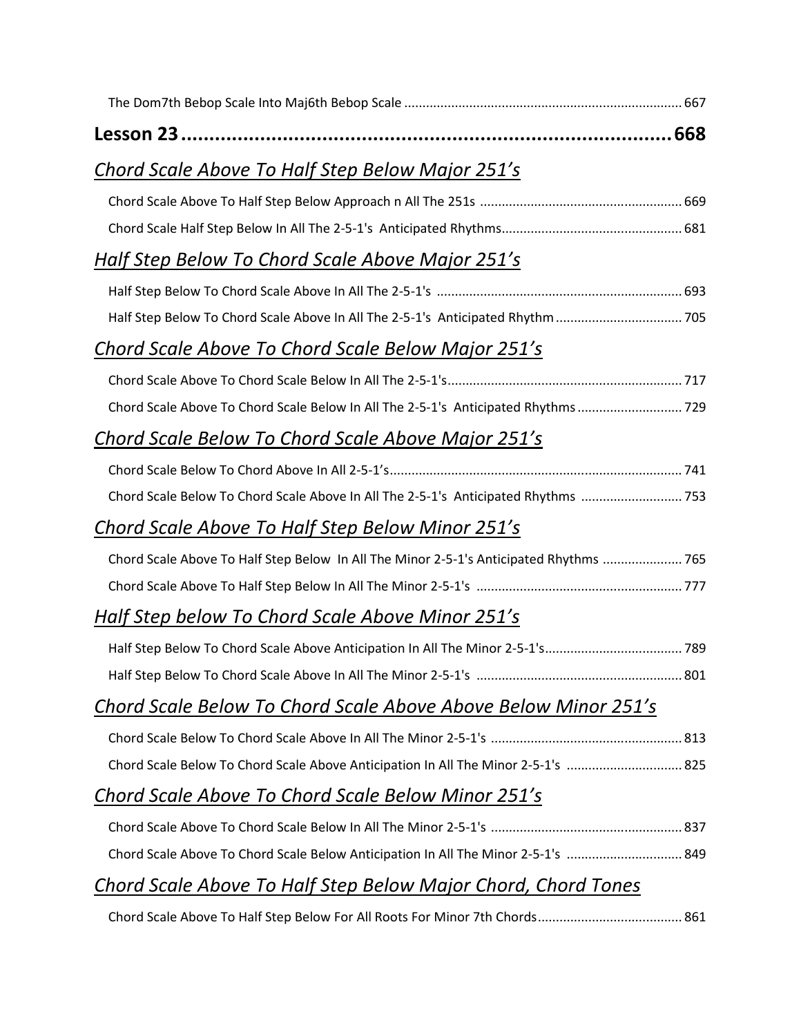The Dom7th Bebop Scale Into Maj6th Bebop Scale ............................................................................ 667

**Lesson 23 ........................................................................................ 668**

*Chord Scale Above To Half Step Below Major 251’s*

Chord Scale Above To Half Step Below Approach n All The 251s ....................................................... 669

Chord Scale Half Step Below In All The 2-5-1's Anticipated Rhythms................................................ 681

*Half Step Below To Chord Scale Above Major 251’s*

Half Step Below To Chord Scale Above In All The 2-5-1's ................................................................... 693

Half Step Below To Chord Scale Above In All The 2-5-1's Anticipated Rhythm .................................. 705

*Chord Scale Above To Chord Scale Below Major 251’s*

Chord Scale Above To Chord Scale Below In All The 2-5-1's................................................................ 717

Chord Scale Above To Chord Scale Below In All The 2-5-1's Anticipated Rhythms ............................ 729

*Chord Scale Below To Chord Scale Above Major 251’s*

Chord Scale Below To Chord Above In All 2-5-1’s................................................................................ 741

Chord Scale Below To Chord Scale Above In All The 2-5-1's Anticipated Rhythms ............................ 753

*Chord Scale Above To Half Step Below Minor 251’s*

Chord Scale Above To Half Step Below In All The Minor 2-5-1's Anticipated Rhythms ...................... 765

Chord Scale Above To Half Step Below In All The Minor 2-5-1's ......................................................... 777

*Half Step below To Chord Scale Above Minor 251’s*

Half Step Below To Chord Scale Above Anticipation In All The Minor 2-5-1's...................................... 789

Half Step Below To Chord Scale Above In All The Minor 2-5-1's ......................................................... 801

*Chord Scale Below To Chord Scale Above Above Below Minor 251’s*

Chord Scale Below To Chord Scale Above In All The Minor 2-5-1's ..................................................... 813

Chord Scale Below To Chord Scale Above Anticipation In All The Minor 2-5-1's ................................ 825

*Chord Scale Above To Chord Scale Below Minor 251’s*

Chord Scale Above To Chord Scale Below In All The Minor 2-5-1's ..................................................... 837

Chord Scale Above To Chord Scale Below Anticipation In All The Minor 2-5-1's ................................ 849

*Chord Scale Above To Half Step Below Major Chord, Chord Tones*

Chord Scale Above To Half Step Below For All Roots For Minor 7th Chords........................................ 861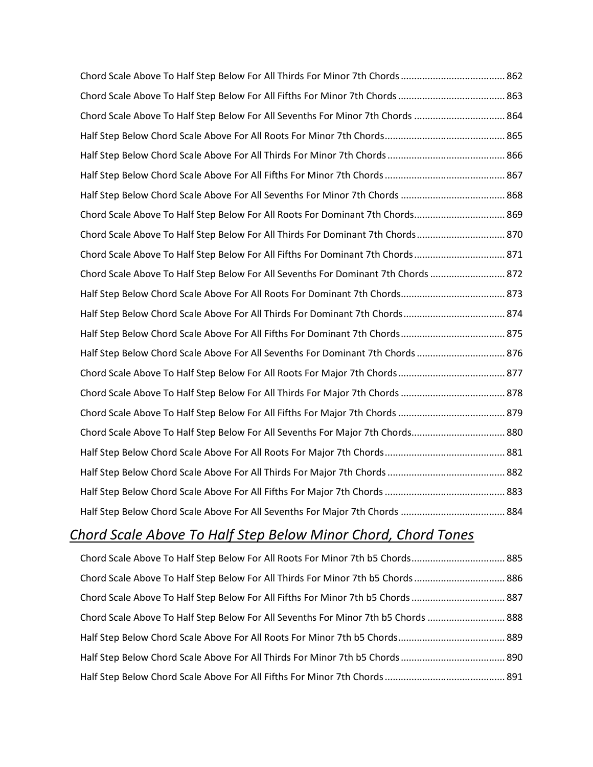Chord Scale Above To Half Step Below For All Thirds For Minor 7th Chords ....................................... 862

Chord Scale Above To Half Step Below For All Fifths For Minor 7th Chords ........................................ 863

Chord Scale Above To Half Step Below For All Sevenths For Minor 7th Chords .................................. 864

Half Step Below Chord Scale Above For All Roots For Minor 7th Chords............................................. 865

Half Step Below Chord Scale Above For All Thirds For Minor 7th Chords ............................................ 866

Half Step Below Chord Scale Above For All Fifths For Minor 7th Chords ............................................. 867

Half Step Below Chord Scale Above For All Sevenths For Minor 7th Chords ....................................... 868

Chord Scale Above To Half Step Below For All Roots For Dominant 7th Chords.................................. 869

Chord Scale Above To Half Step Below For All Thirds For Dominant 7th Chords ................................. 870

Chord Scale Above To Half Step Below For All Fifths For Dominant 7th Chords .................................. 871

Chord Scale Above To Half Step Below For All Sevenths For Dominant 7th Chords ............................ 872

Half Step Below Chord Scale Above For All Roots For Dominant 7th Chords....................................... 873

Half Step Below Chord Scale Above For All Thirds For Dominant 7th Chords ...................................... 874

Half Step Below Chord Scale Above For All Fifths For Dominant 7th Chords ....................................... 875

Half Step Below Chord Scale Above For All Sevenths For Dominant 7th Chords ................................. 876

Chord Scale Above To Half Step Below For All Roots For Major 7th Chords ........................................ 877

Chord Scale Above To Half Step Below For All Thirds For Major 7th Chords ....................................... 878

Chord Scale Above To Half Step Below For All Fifths For Major 7th Chords ........................................ 879

Chord Scale Above To Half Step Below For All Sevenths For Major 7th Chords................................... 880

Half Step Below Chord Scale Above For All Roots For Major 7th Chords ............................................. 881

Half Step Below Chord Scale Above For All Thirds For Major 7th Chords ............................................ 882

Half Step Below Chord Scale Above For All Fifths For Major 7th Chords ............................................. 883

Half Step Below Chord Scale Above For All Sevenths For Major 7th Chords ....................................... 884

## *Chord Scale Above To Half Step Below Minor Chord, Chord Tones*

Chord Scale Above To Half Step Below For All Roots For Minor 7th b5 Chords................................... 885

Chord Scale Above To Half Step Below For All Thirds For Minor 7th b5 Chords .................................. 886

Chord Scale Above To Half Step Below For All Fifths For Minor 7th b5 Chords ................................... 887

Chord Scale Above To Half Step Below For All Sevenths For Minor 7th b5 Chords ............................. 888

Half Step Below Chord Scale Above For All Roots For Minor 7th b5 Chords........................................ 889

Half Step Below Chord Scale Above For All Thirds For Minor 7th b5 Chords ....................................... 890

Half Step Below Chord Scale Above For All Fifths For Minor 7th Chords ............................................. 891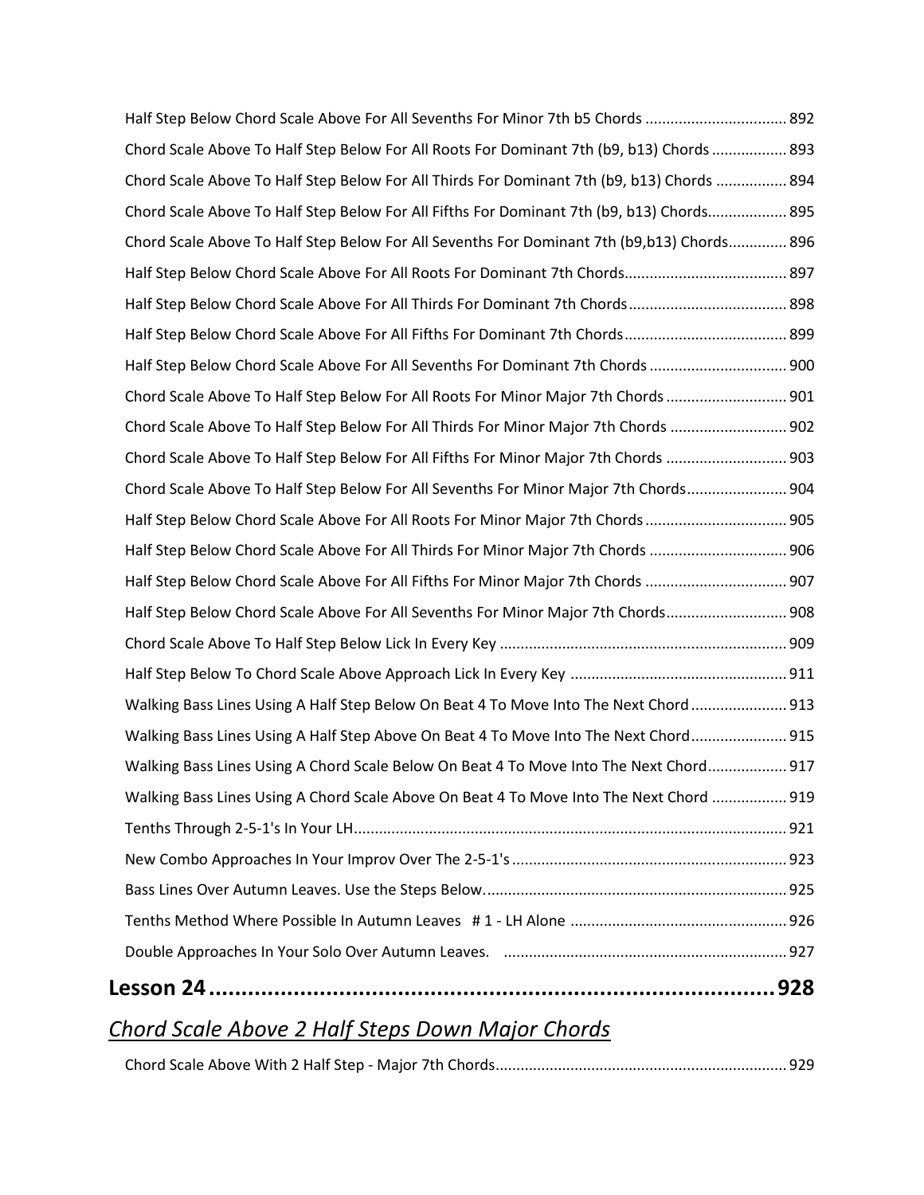Half Step Below Chord Scale Above For All Sevenths For Minor 7th b5 Chords .................................. 892

Chord Scale Above To Half Step Below For All Roots For Dominant 7th (b9, b13) Chords .................. 893

Chord Scale Above To Half Step Below For All Thirds For Dominant 7th (b9, b13) Chords ................. 894

Chord Scale Above To Half Step Below For All Fifths For Dominant 7th (b9, b13) Chords................... 895

Chord Scale Above To Half Step Below For All Sevenths For Dominant 7th (b9,b13) Chords.............. 896

Half Step Below Chord Scale Above For All Roots For Dominant 7th Chords....................................... 897

Half Step Below Chord Scale Above For All Thirds For Dominant 7th Chords...................................... 898

Half Step Below Chord Scale Above For All Fifths For Dominant 7th Chords....................................... 899

Half Step Below Chord Scale Above For All Sevenths For Dominant 7th Chords ................................. 900

Chord Scale Above To Half Step Below For All Roots For Minor Major 7th Chords ............................. 901

Chord Scale Above To Half Step Below For All Thirds For Minor Major 7th Chords ............................ 902

Chord Scale Above To Half Step Below For All Fifths For Minor Major 7th Chords ............................. 903

Chord Scale Above To Half Step Below For All Sevenths For Minor Major 7th Chords........................ 904

Half Step Below Chord Scale Above For All Roots For Minor Major 7th Chords .................................. 905

Half Step Below Chord Scale Above For All Thirds For Minor Major 7th Chords ................................. 906

Half Step Below Chord Scale Above For All Fifths For Minor Major 7th Chords .................................. 907

Half Step Below Chord Scale Above For All Sevenths For Minor Major 7th Chords............................. 908

Chord Scale Above To Half Step Below Lick In Every Key ..................................................................... 909

Half Step Below To Chord Scale Above Approach Lick In Every Key .................................................... 911

Walking Bass Lines Using A Half Step Below On Beat 4 To Move Into The Next Chord ....................... 913

Walking Bass Lines Using A Half Step Above On Beat 4 To Move Into The Next Chord....................... 915

Walking Bass Lines Using A Chord Scale Below On Beat 4 To Move Into The Next Chord................... 917

Walking Bass Lines Using A Chord Scale Above On Beat 4 To Move Into The Next Chord .................. 919

Tenths Through 2-5-1's In Your LH........................................................................................................ 921

New Combo Approaches In Your Improv Over The 2-5-1's .................................................................. 923

Bass Lines Over Autumn Leaves. Use the Steps Below......................................................................... 925

Tenths Method Where Possible In Autumn Leaves # 1 - LH Alone .................................................... 926

Double Approaches In Your Solo Over Autumn Leaves. .................................................................... 927

# Lesson 24 ........................................................................................... 928

## *Chord Scale Above 2 Half Steps Down Major Chords*

Chord Scale Above With 2 Half Step - Major 7th Chords...................................................................... 929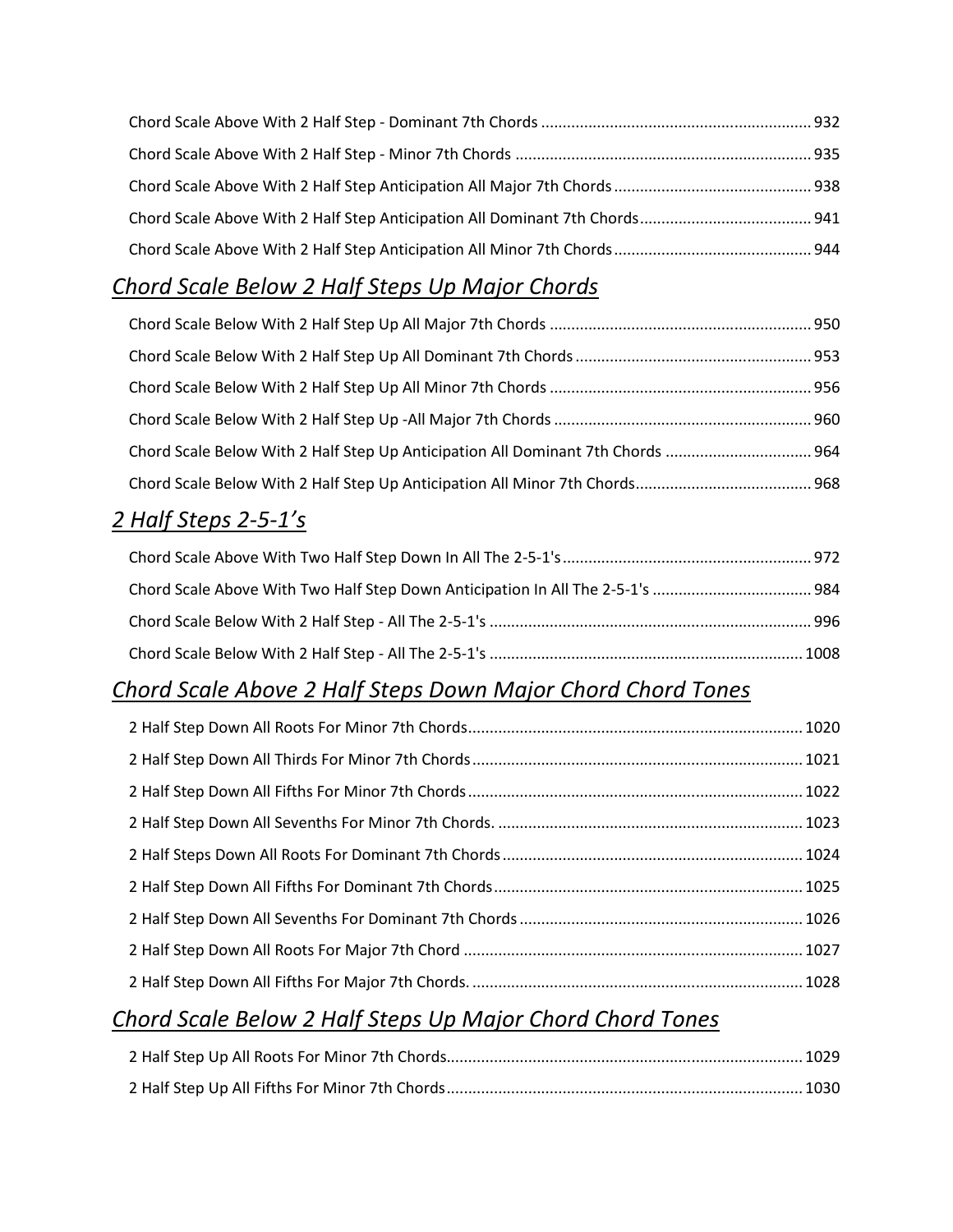Chord Scale Above With 2 Half Step - Dominant 7th Chords .............................................................. 932

Chord Scale Above With 2 Half Step - Minor 7th Chords .................................................................... 935

Chord Scale Above With 2 Half Step Anticipation All Major 7th Chords ............................................. 938

Chord Scale Above With 2 Half Step Anticipation All Dominant 7th Chords ....................................... 941

Chord Scale Above With 2 Half Step Anticipation All Minor 7th Chords ............................................. 944

## *Chord Scale Below 2 Half Steps Up Major Chords*

Chord Scale Below With 2 Half Step Up All Major 7th Chords ............................................................ 950

Chord Scale Below With 2 Half Step Up All Dominant 7th Chords ...................................................... 953

Chord Scale Below With 2 Half Step Up All Minor 7th Chords ............................................................ 956

Chord Scale Below With 2 Half Step Up -All Major 7th Chords ........................................................... 960

Chord Scale Below With 2 Half Step Up Anticipation All Dominant 7th Chords .................................. 964

Chord Scale Below With 2 Half Step Up Anticipation All Minor 7th Chords......................................... 968

## *2 Half Steps 2-5-1's*

Chord Scale Above With Two Half Step Down In All The 2-5-1's ......................................................... 972

Chord Scale Above With Two Half Step Down Anticipation In All The 2-5-1's ..................................... 984

Chord Scale Below With 2 Half Step - All The 2-5-1's .......................................................................... 996

Chord Scale Below With 2 Half Step - All The 2-5-1's ........................................................................ 1008

## *Chord Scale Above 2 Half Steps Down Major Chord Chord Tones*

2 Half Step Down All Roots For Minor 7th Chords............................................................................. 1020

2 Half Step Down All Thirds For Minor 7th Chords ............................................................................ 1021

2 Half Step Down All Fifths For Minor 7th Chords ............................................................................. 1022

2 Half Step Down All Sevenths For Minor 7th Chords. ....................................................................... 1023

2 Half Steps Down All Roots For Dominant 7th Chords ..................................................................... 1024

2 Half Step Down All Fifths For Dominant 7th Chords ....................................................................... 1025

2 Half Step Down All Sevenths For Dominant 7th Chords ................................................................. 1026

2 Half Step Down All Roots For Major 7th Chord ............................................................................... 1027

2 Half Step Down All Fifths For Major 7th Chords. ............................................................................ 1028

## *Chord Scale Below 2 Half Steps Up Major Chord Chord Tones*

2 Half Step Up All Roots For Minor 7th Chords.................................................................................. 1029

2 Half Step Up All Fifths For Minor 7th Chords.................................................................................. 1030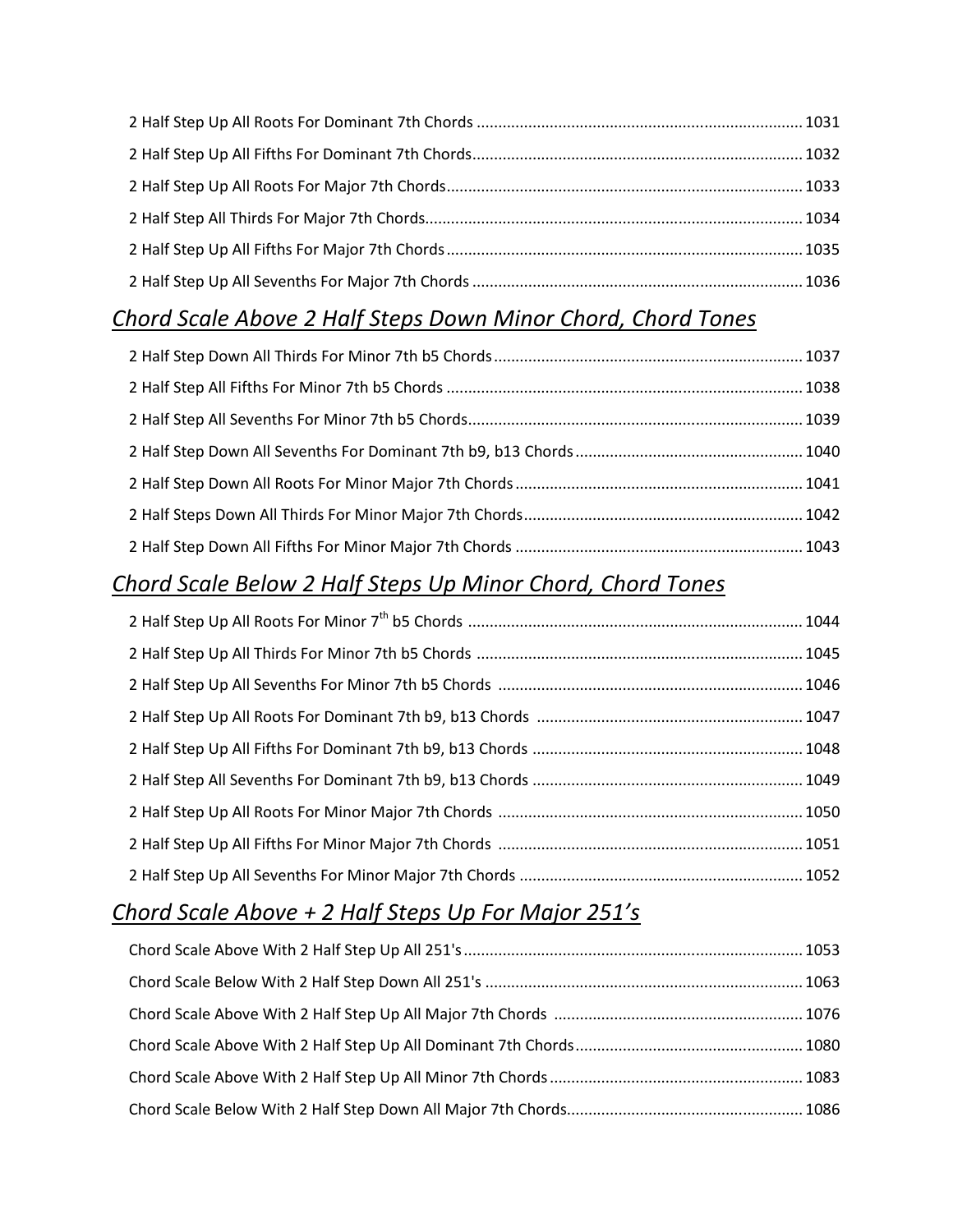2 Half Step Up All Roots For Dominant 7th Chords ........................................................................... 1031

2 Half Step Up All Fifths For Dominant 7th Chords............................................................................ 1032

2 Half Step Up All Roots For Major 7th Chords.................................................................................. 1033

2 Half Step All Thirds For Major 7th Chords....................................................................................... 1034

2 Half Step Up All Fifths For Major 7th Chords................................................................................... 1035

2 Half Step Up All Sevenths For Major 7th Chords ............................................................................ 1036

## *Chord Scale Above 2 Half Steps Down Minor Chord, Chord Tones*

2 Half Step Down All Thirds For Minor 7th b5 Chords....................................................................... 1037

2 Half Step All Fifths For Minor 7th b5 Chords .................................................................................. 1038

2 Half Step All Sevenths For Minor 7th b5 Chords............................................................................. 1039

2 Half Step Down All Sevenths For Dominant 7th b9, b13 Chords..................................................... 1040

2 Half Step Down All Roots For Minor Major 7th Chords.................................................................. 1041

2 Half Steps Down All Thirds For Minor Major 7th Chords................................................................ 1042

2 Half Step Down All Fifths For Minor Major 7th Chords .................................................................. 1043

## *Chord Scale Below 2 Half Steps Up Minor Chord, Chord Tones*

2 Half Step Up All Roots For Minor 7th b5 Chords ............................................................................. 1044

2 Half Step Up All Thirds For Minor 7th b5 Chords ........................................................................... 1045

2 Half Step Up All Sevenths For Minor 7th b5 Chords ...................................................................... 1046

2 Half Step Up All Roots For Dominant 7th b9, b13 Chords ............................................................. 1047

2 Half Step Up All Fifths For Dominant 7th b9, b13 Chords .............................................................. 1048

2 Half Step All Sevenths For Dominant 7th b9, b13 Chords .............................................................. 1049

2 Half Step Up All Roots For Minor Major 7th Chords ...................................................................... 1050

2 Half Step Up All Fifths For Minor Major 7th Chords ...................................................................... 1051

2 Half Step Up All Sevenths For Minor Major 7th Chords ................................................................. 1052

## *Chord Scale Above + 2 Half Steps Up For Major 251's*

Chord Scale Above With 2 Half Step Up All 251's.............................................................................. 1053

Chord Scale Below With 2 Half Step Down All 251's ......................................................................... 1063

Chord Scale Above With 2 Half Step Up All Major 7th Chords ......................................................... 1076

Chord Scale Above With 2 Half Step Up All Dominant 7th Chords.................................................... 1080

Chord Scale Above With 2 Half Step Up All Minor 7th Chords.......................................................... 1083

Chord Scale Below With 2 Half Step Down All Major 7th Chords...................................................... 1086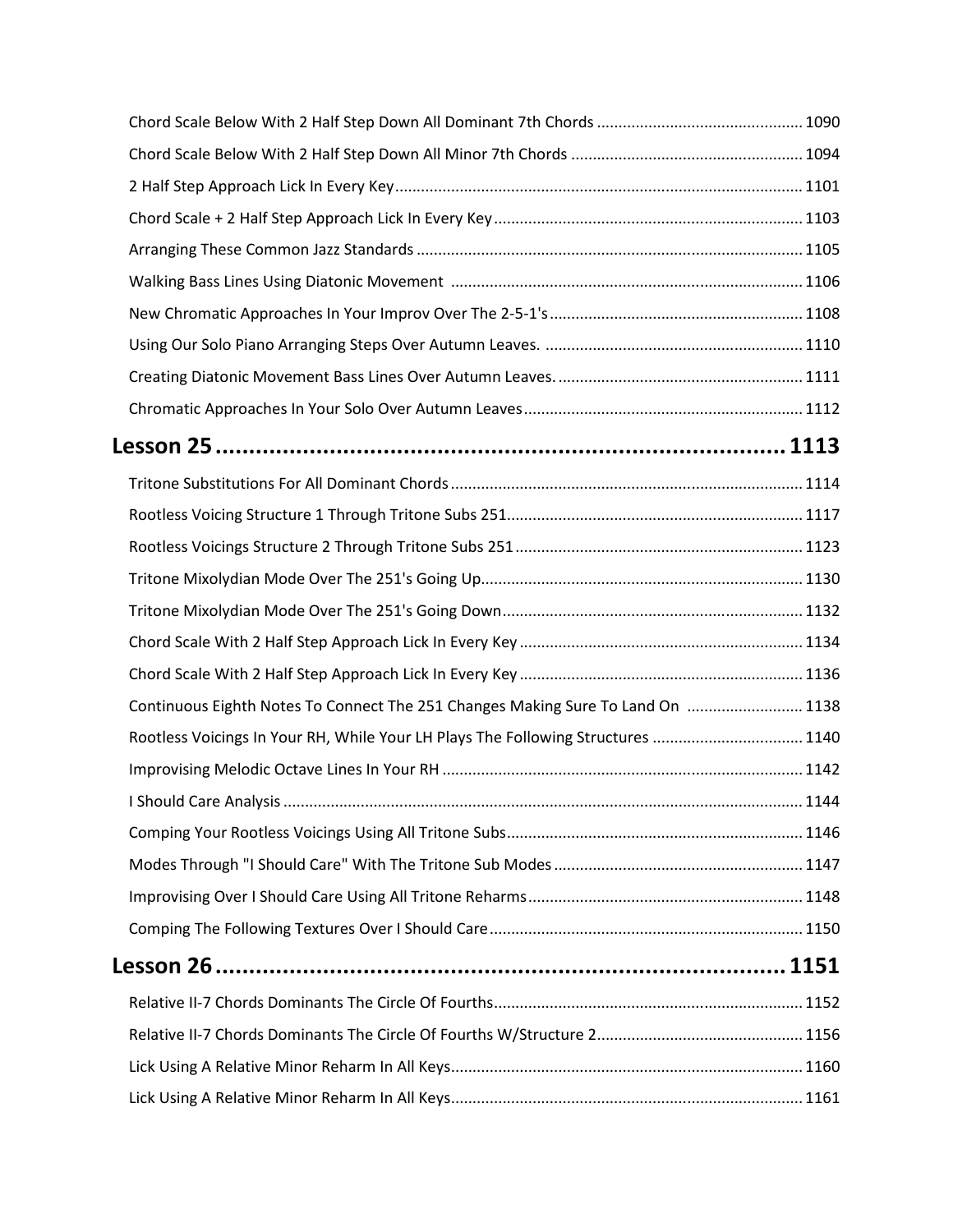Chord Scale Below With 2 Half Step Down All Dominant 7th Chords ..... 1090

Chord Scale Below With 2 Half Step Down All Minor 7th Chords ..... 1094

2 Half Step Approach Lick In Every Key ..... 1101

Chord Scale + 2 Half Step Approach Lick In Every Key ..... 1103

Arranging These Common Jazz Standards ..... 1105

Walking Bass Lines Using Diatonic Movement ..... 1106

New Chromatic Approaches In Your Improv Over The 2-5-1's ..... 1108

Using Our Solo Piano Arranging Steps Over Autumn Leaves. ..... 1110

Creating Diatonic Movement Bass Lines Over Autumn Leaves. ..... 1111

Chromatic Approaches In Your Solo Over Autumn Leaves ..... 1112

## Lesson 25 ..... 1113

Tritone Substitutions For All Dominant Chords ..... 1114

Rootless Voicing Structure 1 Through Tritone Subs 251 ..... 1117

Rootless Voicings Structure 2 Through Tritone Subs 251 ..... 1123

Tritone Mixolydian Mode Over The 251's Going Up ..... 1130

Tritone Mixolydian Mode Over The 251's Going Down ..... 1132

Chord Scale With 2 Half Step Approach Lick In Every Key ..... 1134

Chord Scale With 2 Half Step Approach Lick In Every Key ..... 1136

Continuous Eighth Notes To Connect The 251 Changes Making Sure To Land On ..... 1138

Rootless Voicings In Your RH, While Your LH Plays The Following Structures ..... 1140

Improvising Melodic Octave Lines In Your RH ..... 1142

I Should Care Analysis ..... 1144

Comping Your Rootless Voicings Using All Tritone Subs ..... 1146

Modes Through "I Should Care" With The Tritone Sub Modes ..... 1147

Improvising Over I Should Care Using All Tritone Reharms ..... 1148

Comping The Following Textures Over I Should Care ..... 1150

## Lesson 26 ..... 1151

Relative II-7 Chords Dominants The Circle Of Fourths ..... 1152

Relative II-7 Chords Dominants The Circle Of Fourths W/Structure 2 ..... 1156

Lick Using A Relative Minor Reharm In All Keys ..... 1160

Lick Using A Relative Minor Reharm In All Keys ..... 1161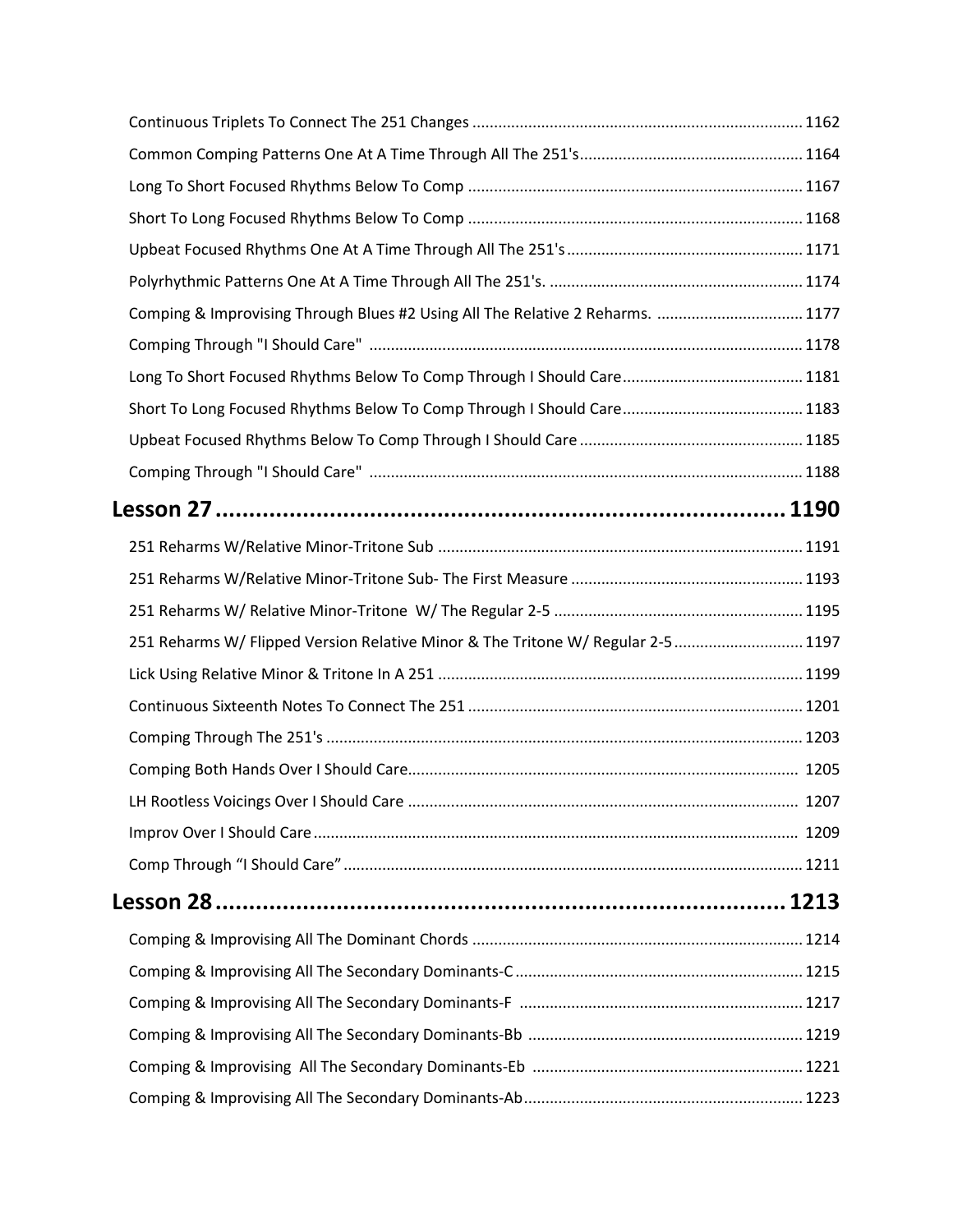Continuous Triplets To Connect The 251 Changes ............................................................................ 1162

Common Comping Patterns One At A Time Through All The 251's.................................................... 1164

Long To Short Focused Rhythms Below To Comp ............................................................................. 1167

Short To Long Focused Rhythms Below To Comp ............................................................................. 1168

Upbeat Focused Rhythms One At A Time Through All The 251's....................................................... 1171

Polyrhythmic Patterns One At A Time Through All The 251's. ........................................................... 1174

Comping & Improvising Through Blues #2 Using All The Relative 2 Reharms. .................................. 1177

Comping Through "I Should Care" .................................................................................................... 1178

Long To Short Focused Rhythms Below To Comp Through I Should Care.......................................... 1181

Short To Long Focused Rhythms Below To Comp Through I Should Care.......................................... 1183

Upbeat Focused Rhythms Below To Comp Through I Should Care .................................................... 1185

Comping Through "I Should Care" .................................................................................................... 1188

## Lesson 27 ........................................................................... 1190

251 Reharms W/Relative Minor-Tritone Sub .................................................................................... 1191

251 Reharms W/Relative Minor-Tritone Sub- The First Measure ...................................................... 1193

251 Reharms W/ Relative Minor-Tritone W/ The Regular 2-5 .......................................................... 1195

251 Reharms W/ Flipped Version Relative Minor & The Tritone W/ Regular 2-5 ............................. 1197

Lick Using Relative Minor & Tritone In A 251 .................................................................................... 1199

Continuous Sixteenth Notes To Connect The 251 ............................................................................. 1201

Comping Through The 251's ............................................................................................................. 1203

Comping Both Hands Over I Should Care.......................................................................................... 1205

LH Rootless Voicings Over I Should Care .......................................................................................... 1207

Improv Over I Should Care ................................................................................................................ 1209

Comp Through "I Should Care" .......................................................................................................... 1211

## Lesson 28 ........................................................................... 1213

Comping & Improvising All The Dominant Chords ............................................................................ 1214

Comping & Improvising All The Secondary Dominants-C .................................................................. 1215

Comping & Improvising All The Secondary Dominants-F ................................................................. 1217

Comping & Improvising All The Secondary Dominants-Bb ............................................................... 1219

Comping & Improvising All The Secondary Dominants-Eb .............................................................. 1221

Comping & Improvising All The Secondary Dominants-Ab................................................................ 1223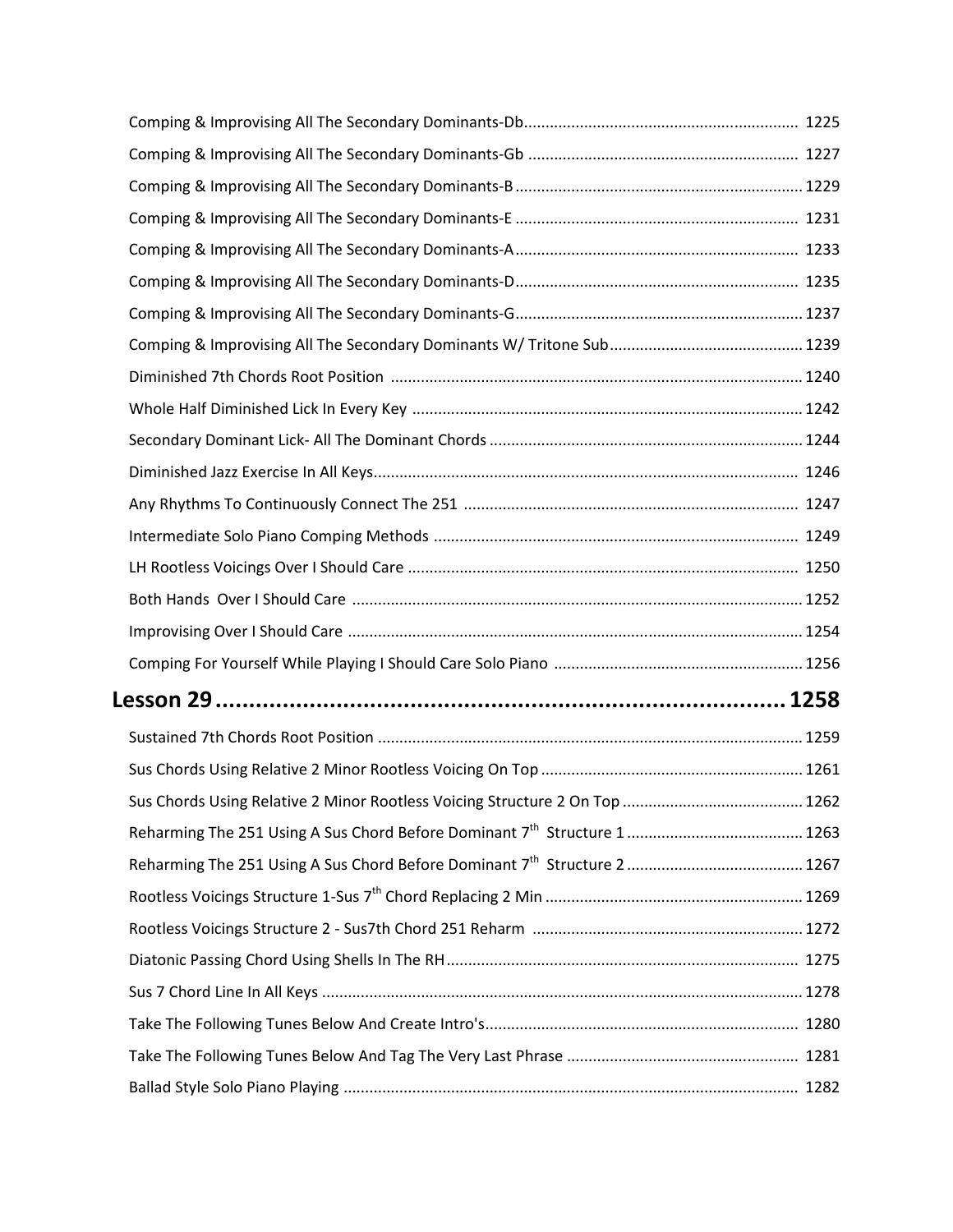Comping & Improvising All The Secondary Dominants-Db................................................................ 1225

Comping & Improvising All The Secondary Dominants-Gb .............................................................. 1227

Comping & Improvising All The Secondary Dominants-B.................................................................. 1229

Comping & Improvising All The Secondary Dominants-E ................................................................. 1231

Comping & Improvising All The Secondary Dominants-A................................................................. 1233

Comping & Improvising All The Secondary Dominants-D................................................................. 1235

Comping & Improvising All The Secondary Dominants-G.................................................................. 1237

Comping & Improvising All The Secondary Dominants W/ Tritone Sub............................................. 1239

Diminished 7th Chords Root Position ............................................................................................... 1240

Whole Half Diminished Lick In Every Key .......................................................................................... 1242

Secondary Dominant Lick- All The Dominant Chords ........................................................................ 1244

Diminished Jazz Exercise In All Keys.................................................................................................. 1246

Any Rhythms To Continuously Connect The 251 ............................................................................. 1247

Intermediate Solo Piano Comping Methods .................................................................................... 1249

LH Rootless Voicings Over I Should Care .......................................................................................... 1250

Both Hands Over I Should Care ........................................................................................................ 1252

Improvising Over I Should Care ........................................................................................................ 1254

Comping For Yourself While Playing I Should Care Solo Piano .......................................................... 1256

## Lesson 29 ........................................................................... 1258

Sustained 7th Chords Root Position .................................................................................................. 1259

Sus Chords Using Relative 2 Minor Rootless Voicing On Top ............................................................ 1261

Sus Chords Using Relative 2 Minor Rootless Voicing Structure 2 On Top .......................................... 1262

Reharming The 251 Using A Sus Chord Before Dominant 7th Structure 1 ......................................... 1263

Reharming The 251 Using A Sus Chord Before Dominant 7th Structure 2 ......................................... 1267

Rootless Voicings Structure 1-Sus 7th Chord Replacing 2 Min ........................................................... 1269

Rootless Voicings Structure 2 - Sus7th Chord 251 Reharm .............................................................. 1272

Diatonic Passing Chord Using Shells In The RH................................................................................. 1275

Sus 7 Chord Line In All Keys ............................................................................................................... 1278

Take The Following Tunes Below And Create Intro's........................................................................ 1280

Take The Following Tunes Below And Tag The Very Last Phrase ..................................................... 1281

Ballad Style Solo Piano Playing ......................................................................................................... 1282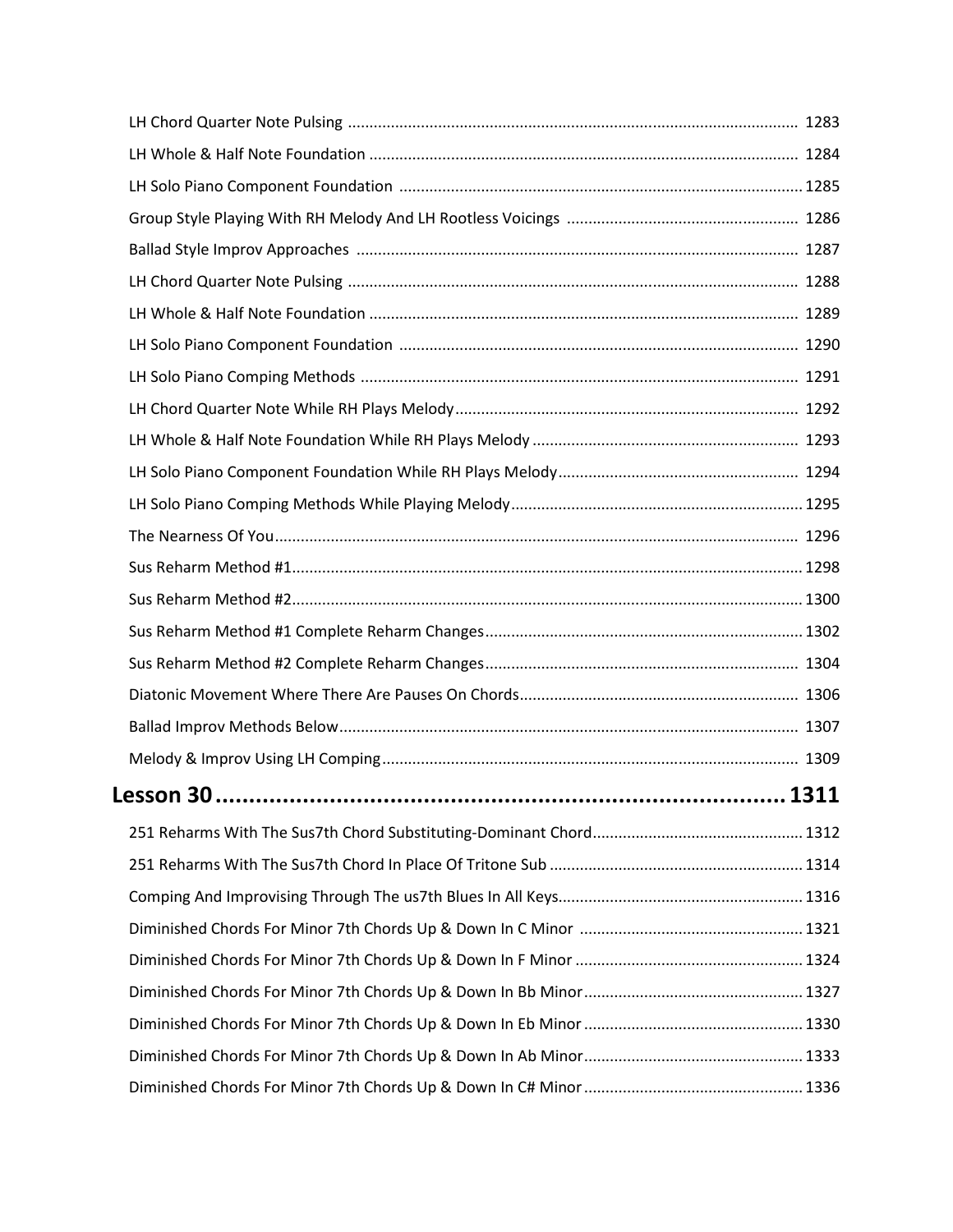LH Chord Quarter Note Pulsing ........................................................................................................ 1283

LH Whole & Half Note Foundation ................................................................................................... 1284

LH Solo Piano Component Foundation ............................................................................................. 1285

Group Style Playing With RH Melody And LH Rootless Voicings ...................................................... 1286

Ballad Style Improv Approaches ...................................................................................................... 1287

LH Chord Quarter Note Pulsing ........................................................................................................ 1288

LH Whole & Half Note Foundation ................................................................................................... 1289

LH Solo Piano Component Foundation ............................................................................................. 1290

LH Solo Piano Comping Methods ..................................................................................................... 1291

LH Chord Quarter Note While RH Plays Melody ................................................................................ 1292

LH Whole & Half Note Foundation While RH Plays Melody .............................................................. 1293

LH Solo Piano Component Foundation While RH Plays Melody ........................................................ 1294

LH Solo Piano Comping Methods While Playing Melody ................................................................... 1295

The Nearness Of You ......................................................................................................................... 1296

Sus Reharm Method #1 ..................................................................................................................... 1298

Sus Reharm Method #2 ..................................................................................................................... 1300

Sus Reharm Method #1 Complete Reharm Changes ......................................................................... 1302

Sus Reharm Method #2 Complete Reharm Changes ......................................................................... 1304

Diatonic Movement Where There Are Pauses On Chords ................................................................. 1306

Ballad Improv Methods Below ........................................................................................................... 1307

Melody & Improv Using LH Comping ................................................................................................. 1309

## Lesson 30 ........................................................................... 1311

251 Reharms With The Sus7th Chord Substituting-Dominant Chord ................................................. 1312

251 Reharms With The Sus7th Chord In Place Of Tritone Sub ........................................................... 1314

Comping And Improvising Through The us7th Blues In All Keys ........................................................ 1316

Diminished Chords For Minor 7th Chords Up & Down In C Minor .................................................... 1321

Diminished Chords For Minor 7th Chords Up & Down In F Minor ..................................................... 1324

Diminished Chords For Minor 7th Chords Up & Down In Bb Minor ................................................... 1327

Diminished Chords For Minor 7th Chords Up & Down In Eb Minor ................................................... 1330

Diminished Chords For Minor 7th Chords Up & Down In Ab Minor ................................................... 1333

Diminished Chords For Minor 7th Chords Up & Down In C# Minor ................................................... 1336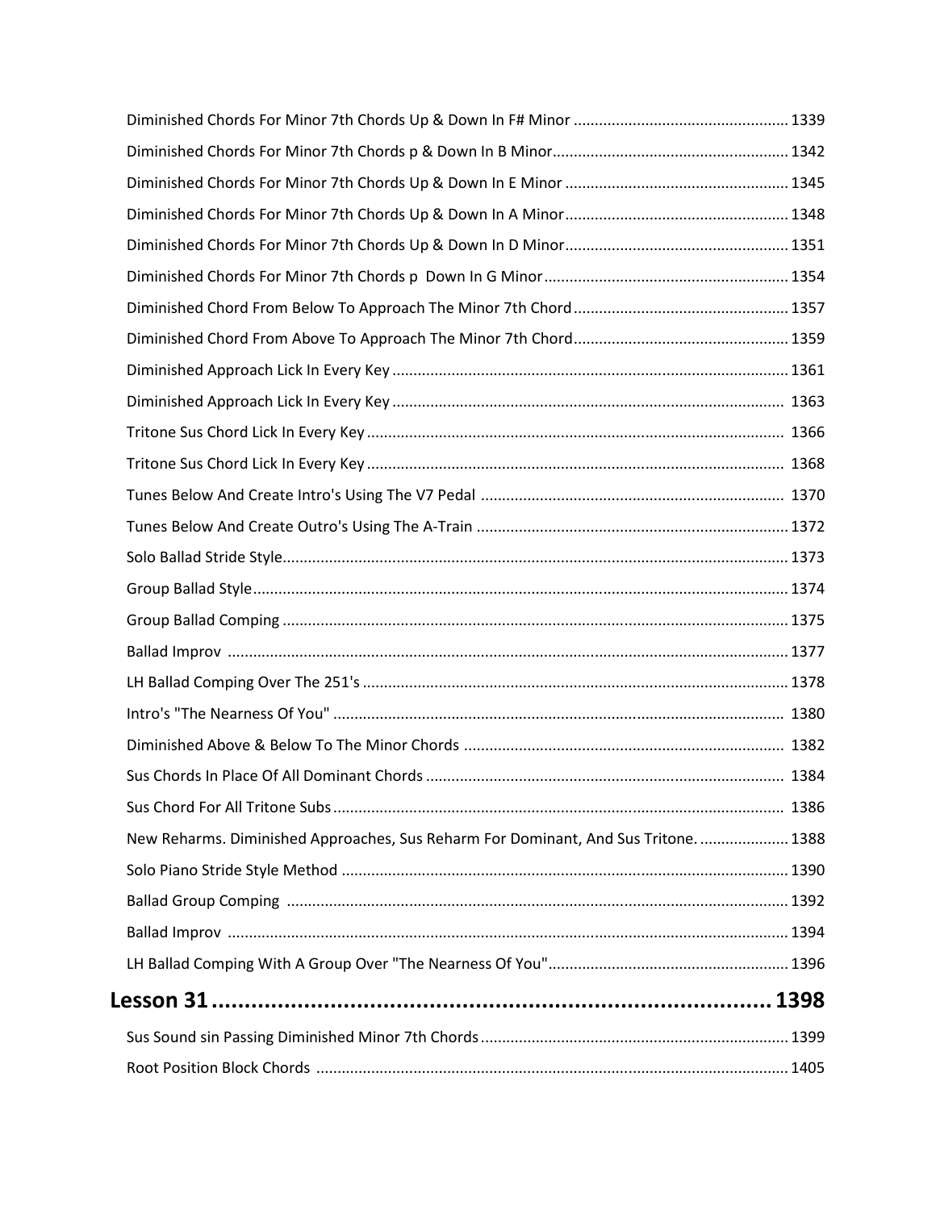Diminished Chords For Minor 7th Chords Up & Down In F# Minor .................................................. 1339

Diminished Chords For Minor 7th Chords p & Down In B Minor....................................................... 1342

Diminished Chords For Minor 7th Chords Up & Down In E Minor .................................................... 1345

Diminished Chords For Minor 7th Chords Up & Down In A Minor.................................................... 1348

Diminished Chords For Minor 7th Chords Up & Down In D Minor.................................................... 1351

Diminished Chords For Minor 7th Chords p  Down In G Minor......................................................... 1354

Diminished Chord From Below To Approach The Minor 7th Chord.................................................. 1357

Diminished Chord From Above To Approach The Minor 7th Chord.................................................. 1359

Diminished Approach Lick In Every Key ............................................................................................ 1361

Diminished Approach Lick In Every Key ............................................................................................ 1363

Tritone Sus Chord Lick In Every Key .................................................................................................. 1366

Tritone Sus Chord Lick In Every Key .................................................................................................. 1368

Tunes Below And Create Intro's Using The V7 Pedal ....................................................................... 1370

Tunes Below And Create Outro's Using The A-Train ......................................................................... 1372

Solo Ballad Stride Style...................................................................................................................... 1373

Group Ballad Style............................................................................................................................. 1374

Group Ballad Comping ...................................................................................................................... 1375

Ballad Improv .................................................................................................................................... 1377

LH Ballad Comping Over The 251's .................................................................................................... 1378

Intro's "The Nearness Of You" .......................................................................................................... 1380

Diminished Above & Below To The Minor Chords ............................................................................ 1382

Sus Chords In Place Of All Dominant Chords .................................................................................... 1384

Sus Chord For All Tritone Subs .......................................................................................................... 1386

New Reharms. Diminished Approaches, Sus Reharm For Dominant, And Sus Tritone. ..................... 1388

Solo Piano Stride Style Method ........................................................................................................ 1390

Ballad Group Comping ...................................................................................................................... 1392

Ballad Improv .................................................................................................................................... 1394

LH Ballad Comping With A Group Over "The Nearness Of You"........................................................ 1396

## Lesson 31 ........................................................................................ 1398

Sus Sound sin Passing Diminished Minor 7th Chords ........................................................................ 1399

Root Position Block Chords ............................................................................................................... 1405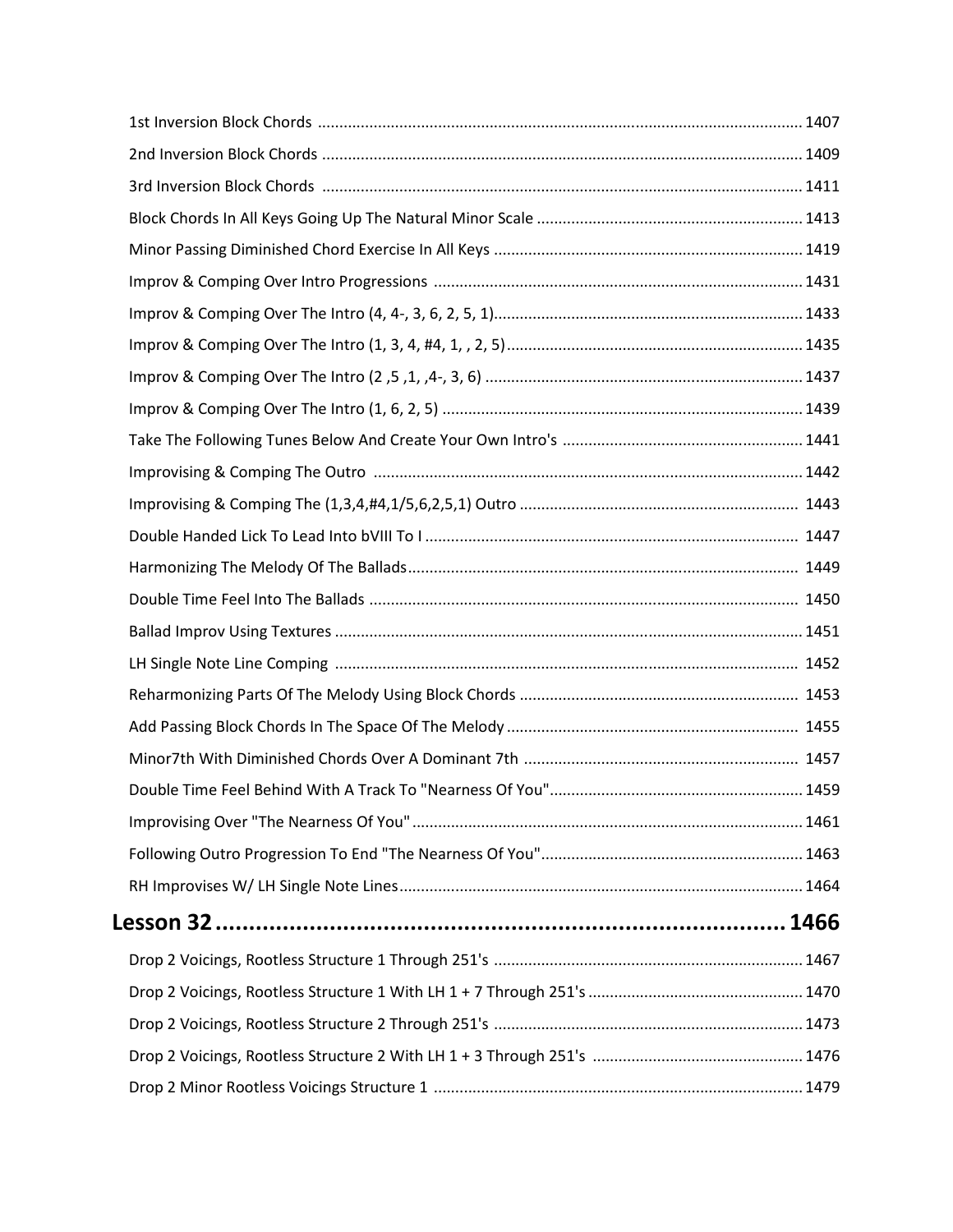1st Inversion Block Chords ........................................................................................................ 1407

2nd Inversion Block Chords ....................................................................................................... 1409

3rd Inversion Block Chords ........................................................................................................ 1411

Block Chords In All Keys Going Up The Natural Minor Scale ................................................... 1413

Minor Passing Diminished Chord Exercise In All Keys .............................................................. 1419

Improv & Comping Over Intro Progressions ............................................................................ 1431

Improv & Comping Over The Intro (4, 4-, 3, 6, 2, 5, 1)............................................................... 1433

Improv & Comping Over The Intro (1, 3, 4, #4, 1, , 2, 5)............................................................ 1435

Improv & Comping Over The Intro (2 ,5 ,1, ,4-, 3, 6) ................................................................. 1437

Improv & Comping Over The Intro (1, 6, 2, 5) ........................................................................... 1439

Take The Following Tunes Below And Create Your Own Intro's .............................................. 1441

Improvising & Comping The Outro ........................................................................................... 1442

Improvising & Comping The (1,3,4,#4,1/5,6,2,5,1) Outro ........................................................ 1443

Double Handed Lick To Lead Into bVIII To I .............................................................................. 1447

Harmonizing The Melody Of The Ballads................................................................................... 1449

Double Time Feel Into The Ballads ............................................................................................ 1450

Ballad Improv Using Textures .................................................................................................... 1451

LH Single Note Line Comping .................................................................................................... 1452

Reharmonizing Parts Of The Melody Using Block Chords ........................................................ 1453

Add Passing Block Chords In The Space Of The Melody ........................................................... 1455

Minor7th With Diminished Chords Over A Dominant 7th ........................................................ 1457

Double Time Feel Behind With A Track To "Nearness Of You".................................................. 1459

Improvising Over "The Nearness Of You".................................................................................. 1461

Following Outro Progression To End "The Nearness Of You".................................................... 1463

RH Improvises W/ LH Single Note Lines..................................................................................... 1464

## Lesson 32 ........................................................................................ 1466

Drop 2 Voicings, Rootless Structure 1 Through 251's ............................................................... 1467

Drop 2 Voicings, Rootless Structure 1 With LH 1 + 7 Through 251's ......................................... 1470

Drop 2 Voicings, Rootless Structure 2 Through 251's ............................................................... 1473

Drop 2 Voicings, Rootless Structure 2 With LH 1 + 3 Through 251's ........................................ 1476

Drop 2 Minor Rootless Voicings Structure 1 ............................................................................. 1479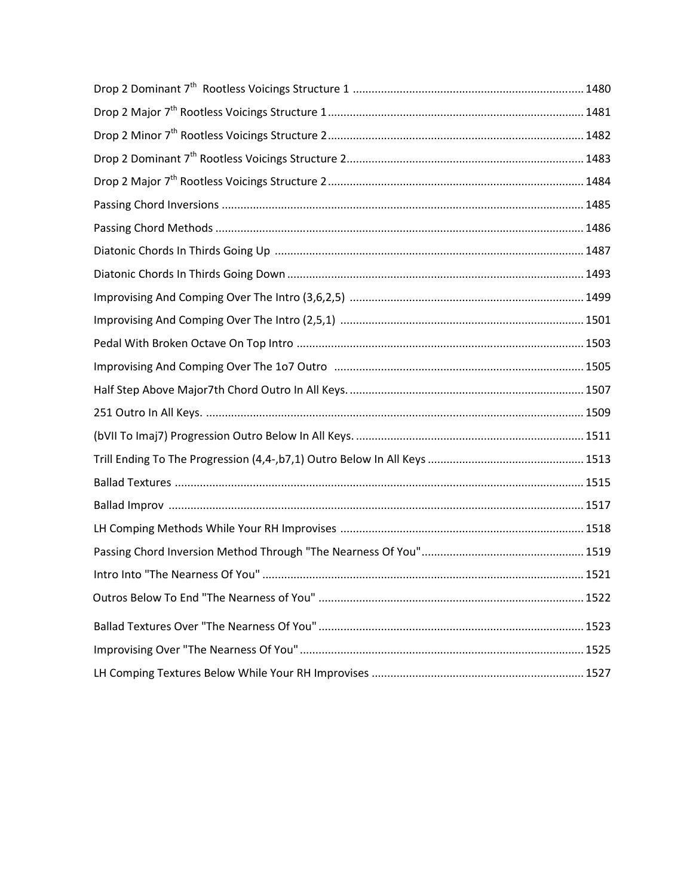Drop 2 Dominant 7th Rootless Voicings Structure 1 ........................................................................ 1480

Drop 2 Major 7th Rootless Voicings Structure 1 ................................................................................ 1481

Drop 2 Minor 7th Rootless Voicings Structure 2 ................................................................................ 1482

Drop 2 Dominant 7th Rootless Voicings Structure 2 ........................................................................... 1483

Drop 2 Major 7th Rootless Voicings Structure 2 ................................................................................ 1484

Passing Chord Inversions .................................................................................................................. 1485

Passing Chord Methods ..................................................................................................................... 1486

Diatonic Chords In Thirds Going Up .................................................................................................. 1487

Diatonic Chords In Thirds Going Down .............................................................................................. 1493

Improvising And Comping Over The Intro (3,6,2,5) ........................................................................... 1499

Improvising And Comping Over The Intro (2,5,1) ............................................................................. 1501

Pedal With Broken Octave On Top Intro ........................................................................................... 1503

Improvising And Comping Over The 1o7 Outro ............................................................................... 1505

Half Step Above Major7th Chord Outro In All Keys. ........................................................................... 1507

251 Outro In All Keys. ........................................................................................................................ 1509

(bVII To Imaj7) Progression Outro Below In All Keys. ......................................................................... 1511

Trill Ending To The Progression (4,4-,b7,1) Outro Below In All Keys ................................................. 1513

Ballad Textures .................................................................................................................................. 1515

Ballad Improv .................................................................................................................................... 1517

LH Comping Methods While Your RH Improvises ............................................................................. 1518

Passing Chord Inversion Method Through "The Nearness Of You" .................................................... 1519

Intro Into "The Nearness Of You" ...................................................................................................... 1521

Outros Below To End "The Nearness of You" .................................................................................... 1522

Ballad Textures Over "The Nearness Of You" .................................................................................... 1523

Improvising Over "The Nearness Of You" .......................................................................................... 1525

LH Comping Textures Below While Your RH Improvises ................................................................... 1527